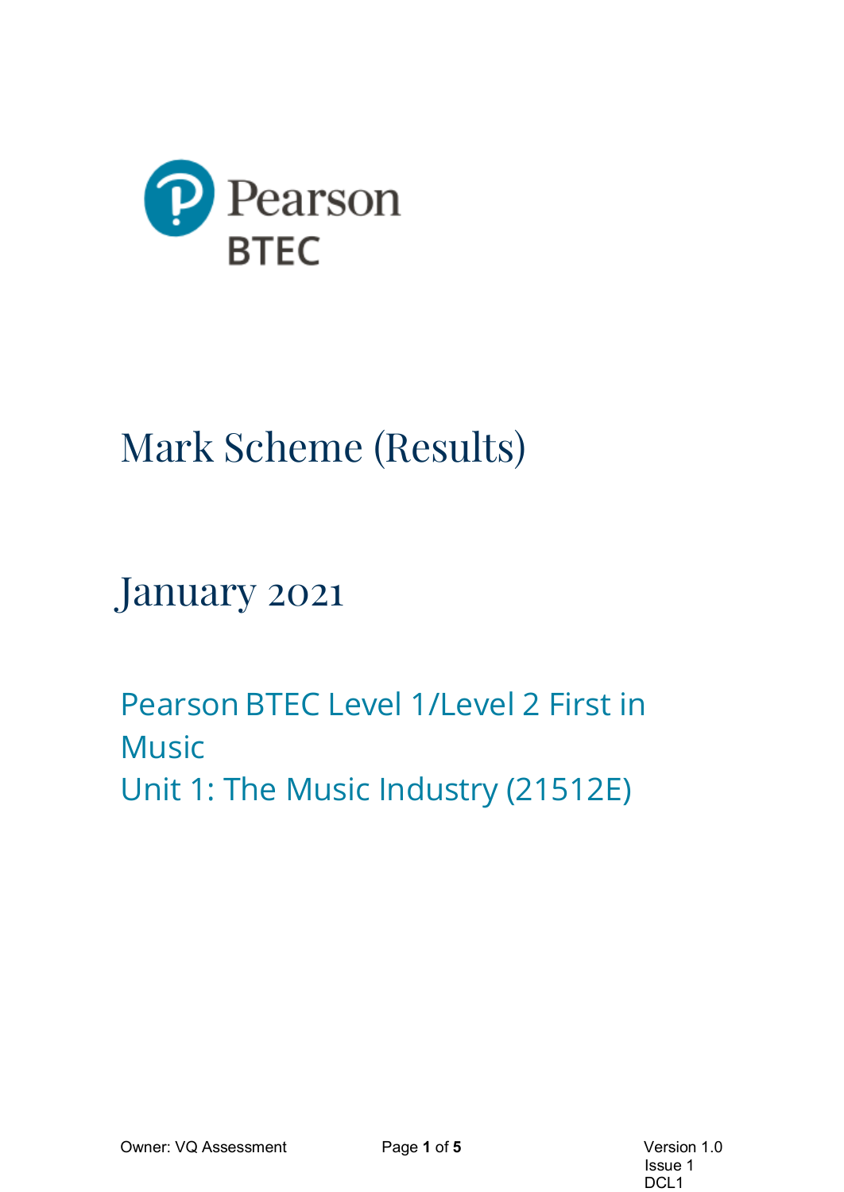Pearson BTEC

# Mark Scheme (Results)

## January 2021

### Pearson BTEC Level 1/Level 2 First in Music
### Unit 1: The Music Industry (21512E)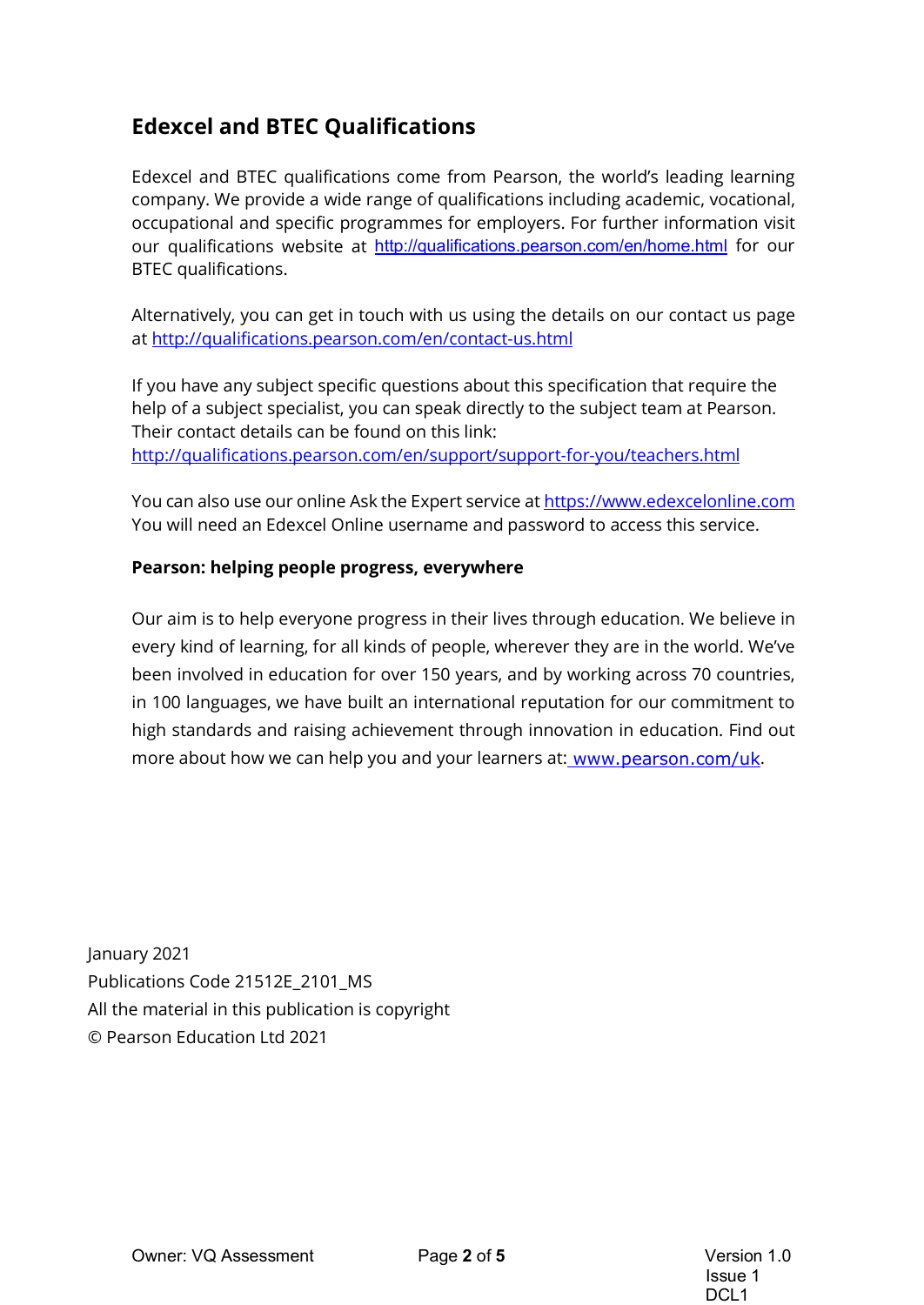## Edexcel and BTEC Qualifications

Edexcel and BTEC qualifications come from Pearson, the world's leading learning company. We provide a wide range of qualifications including academic, vocational, occupational and specific programmes for employers. For further information visit our qualifications website at http://qualifications.pearson.com/en/home.html for our BTEC qualifications.

Alternatively, you can get in touch with us using the details on our contact us page at http://qualifications.pearson.com/en/contact-us.html

If you have any subject specific questions about this specification that require the help of a subject specialist, you can speak directly to the subject team at Pearson. Their contact details can be found on this link: http://qualifications.pearson.com/en/support/support-for-you/teachers.html

You can also use our online Ask the Expert service at https://www.edexcelonline.com You will need an Edexcel Online username and password to access this service.

**Pearson: helping people progress, everywhere**

Our aim is to help everyone progress in their lives through education. We believe in every kind of learning, for all kinds of people, wherever they are in the world. We've been involved in education for over 150 years, and by working across 70 countries, in 100 languages, we have built an international reputation for our commitment to high standards and raising achievement through innovation in education. Find out more about how we can help you and your learners at: www.pearson.com/uk.

January 2021
Publications Code 21512E_2101_MS
All the material in this publication is copyright
© Pearson Education Ltd 2021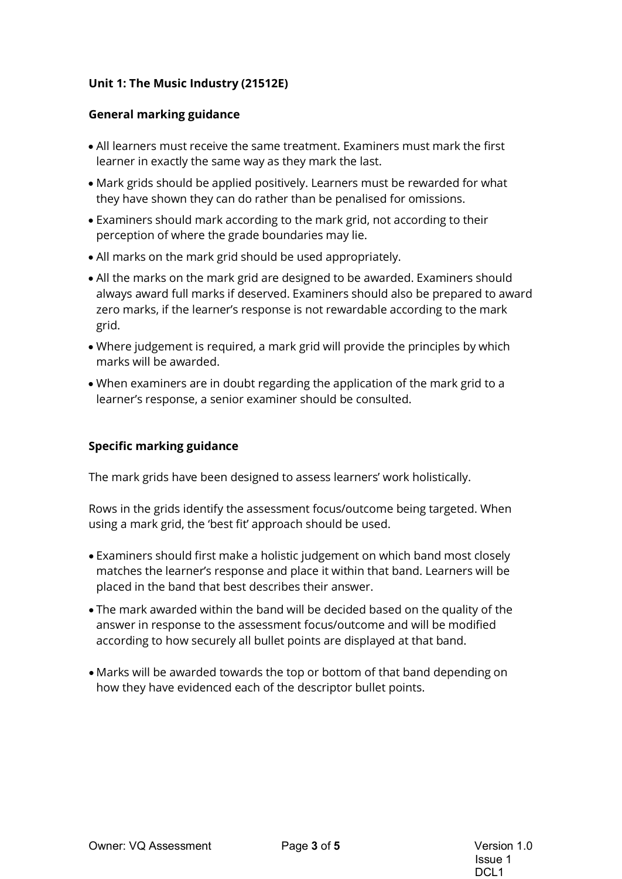**Unit 1: The Music Industry (21512E)**

**General marking guidance**

- All learners must receive the same treatment. Examiners must mark the first learner in exactly the same way as they mark the last.
- Mark grids should be applied positively. Learners must be rewarded for what they have shown they can do rather than be penalised for omissions.
- Examiners should mark according to the mark grid, not according to their perception of where the grade boundaries may lie.
- All marks on the mark grid should be used appropriately.
- All the marks on the mark grid are designed to be awarded. Examiners should always award full marks if deserved. Examiners should also be prepared to award zero marks, if the learner's response is not rewardable according to the mark grid.
- Where judgement is required, a mark grid will provide the principles by which marks will be awarded.
- When examiners are in doubt regarding the application of the mark grid to a learner's response, a senior examiner should be consulted.

**Specific marking guidance**

The mark grids have been designed to assess learners' work holistically.

Rows in the grids identify the assessment focus/outcome being targeted. When using a mark grid, the 'best fit' approach should be used.

- Examiners should first make a holistic judgement on which band most closely matches the learner's response and place it within that band. Learners will be placed in the band that best describes their answer.
- The mark awarded within the band will be decided based on the quality of the answer in response to the assessment focus/outcome and will be modified according to how securely all bullet points are displayed at that band.
- Marks will be awarded towards the top or bottom of that band depending on how they have evidenced each of the descriptor bullet points.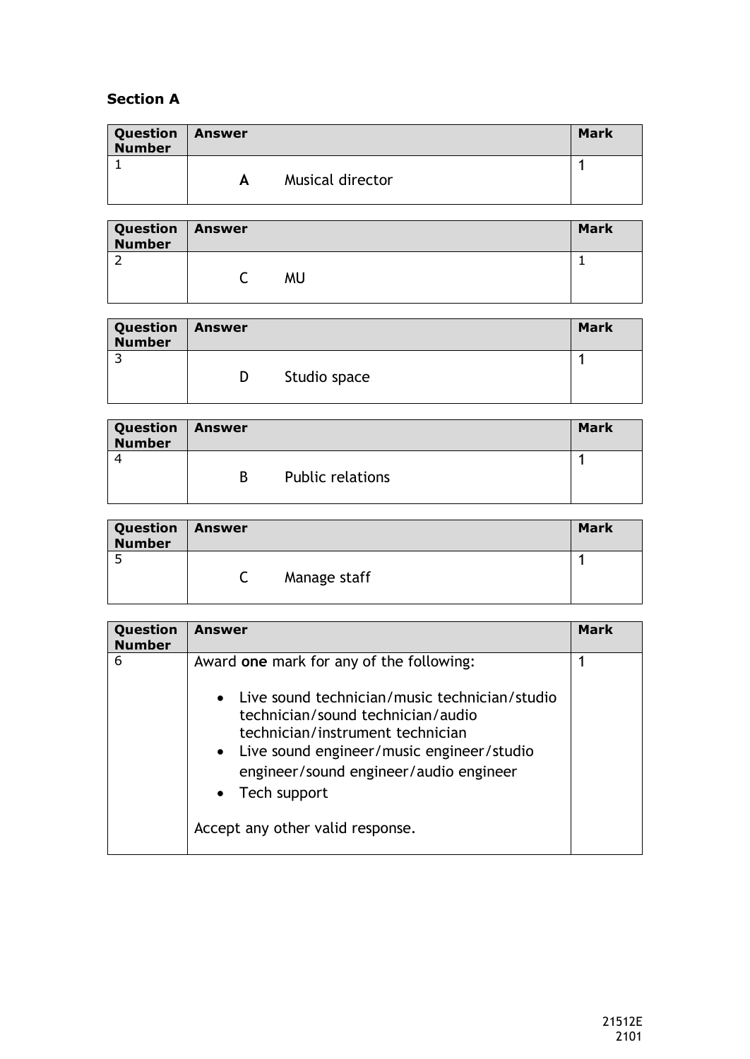## Section A

| Question Number | Answer | Mark |
|---|---|---|
| 1 | **A** Musical director | 1 |

| Question Number | Answer | Mark |
|---|---|---|
| 2 | C MU | 1 |

| Question Number | Answer | Mark |
|---|---|---|
| 3 | D Studio space | 1 |

| Question Number | Answer | Mark |
|---|---|---|
| 4 | B Public relations | 1 |

| Question Number | Answer | Mark |
|---|---|---|
| 5 | C Manage staff | 1 |

| Question Number | Answer | Mark |
|---|---|---|
| 6 | Award **one** mark for any of the following:<br><br>• Live sound technician/music technician/studio technician/sound technician/audio technician/instrument technician<br>• Live sound engineer/music engineer/studio engineer/sound engineer/audio engineer<br>• Tech support<br><br>Accept any other valid response. | 1 |

21512E
2101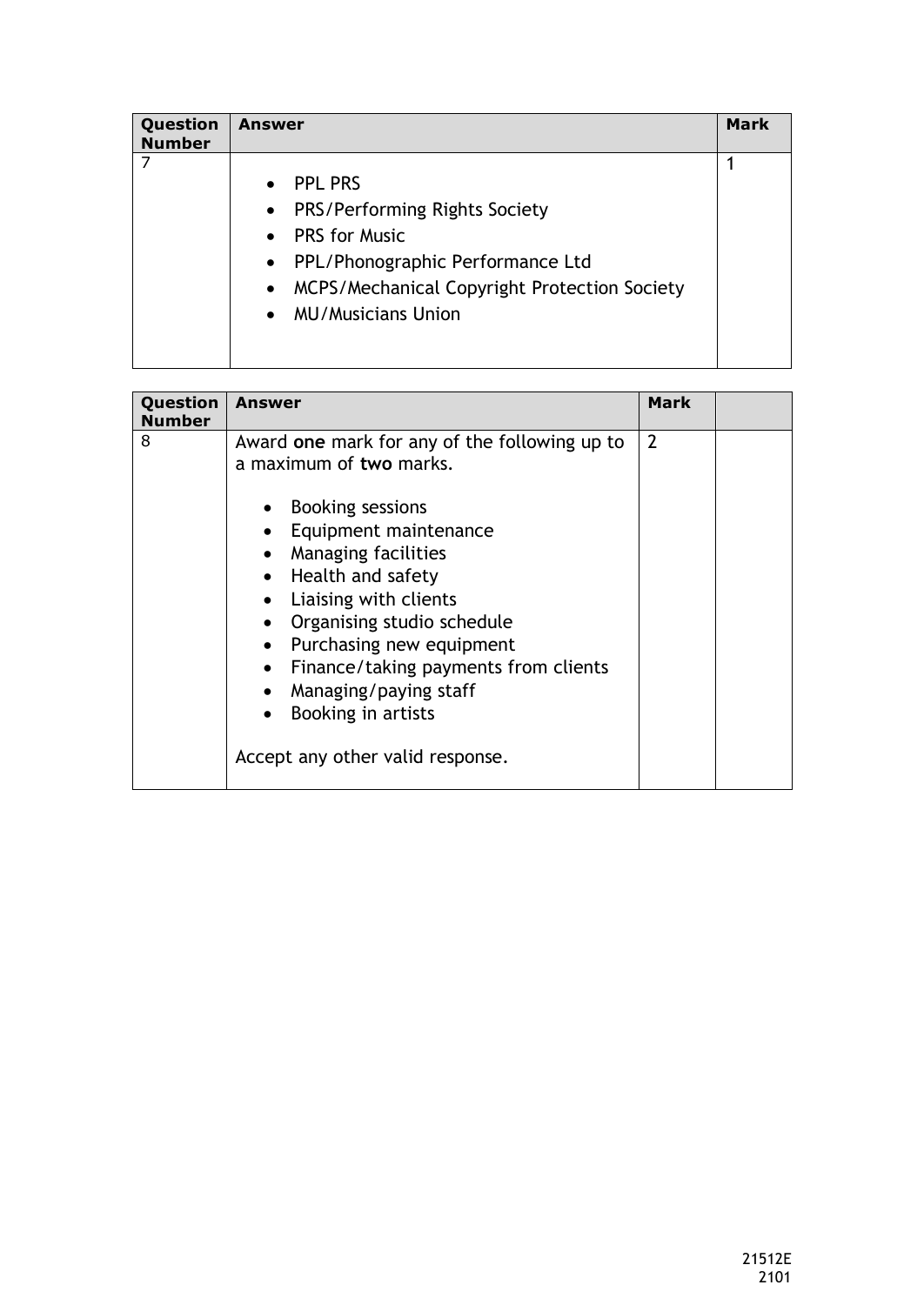| Question Number | Answer | Mark |
|---|---|---|
| 7 | • PPL PRS<br>• PRS/Performing Rights Society<br>• PRS for Music<br>• PPL/Phonographic Performance Ltd<br>• MCPS/Mechanical Copyright Protection Society<br>• MU/Musicians Union | 1 |

| Question Number | Answer | Mark | |
|---|---|---|---|
| 8 | Award **one** mark for any of the following up to a maximum of **two** marks.<br><br>• Booking sessions<br>• Equipment maintenance<br>• Managing facilities<br>• Health and safety<br>• Liaising with clients<br>• Organising studio schedule<br>• Purchasing new equipment<br>• Finance/taking payments from clients<br>• Managing/paying staff<br>• Booking in artists<br><br>Accept any other valid response. | 2 | |

21512E
2101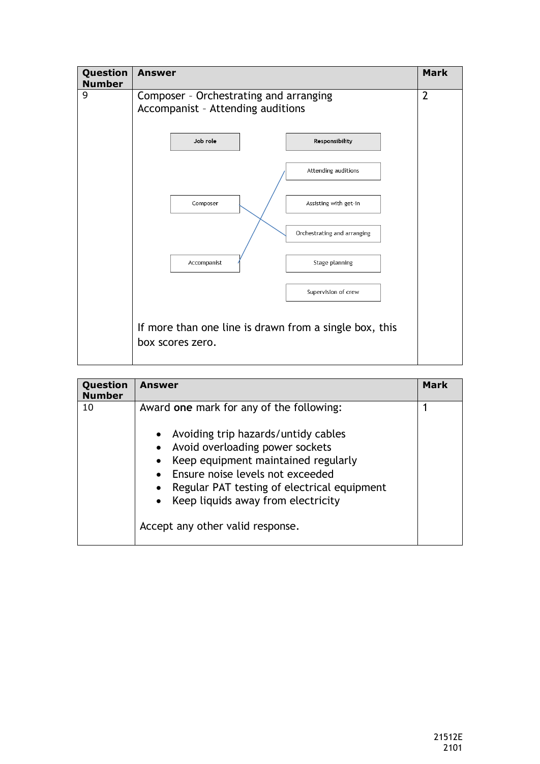| Question Number | Answer | Mark |
|---|---|---|
| 9 | Composer – Orchestrating and arranging<br>Accompanist – Attending auditions<br><br>**Job role:** Composer, Accompanist<br>**Responsibility:** Attending auditions, Assisting with get-in, Orchestrating and arranging, Stage planning, Supervision of crew<br><br>(Composer → Orchestrating and arranging; Accompanist → Attending auditions)<br><br>If more than one line is drawn from a single box, this box scores zero. | 2 |

| Question Number | Answer | Mark |
|---|---|---|
| 10 | Award **one** mark for any of the following:<br><br>• Avoiding trip hazards/untidy cables<br>• Avoid overloading power sockets<br>• Keep equipment maintained regularly<br>• Ensure noise levels not exceeded<br>• Regular PAT testing of electrical equipment<br>• Keep liquids away from electricity<br><br>Accept any other valid response. | 1 |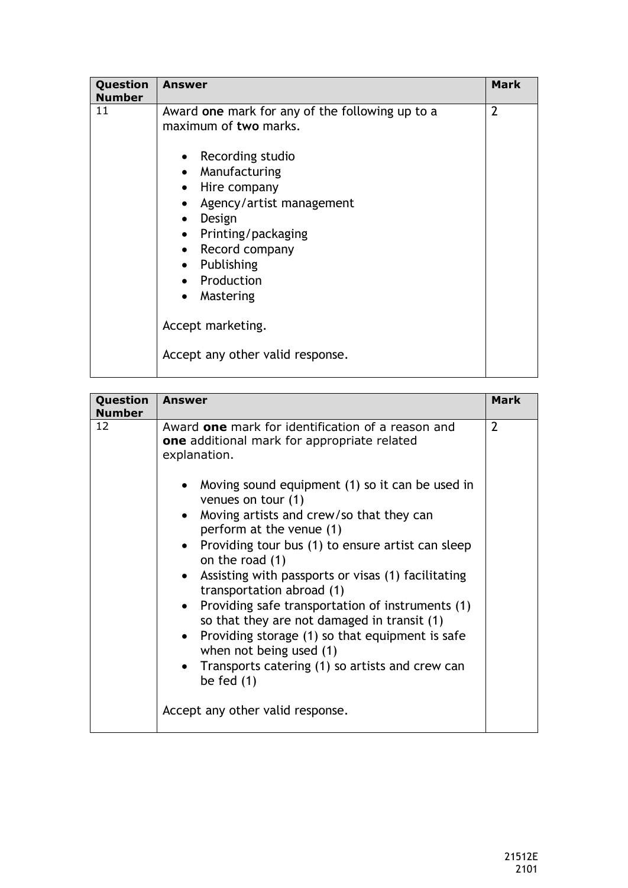| Question Number | Answer | Mark |
| --- | --- | --- |
| 11 | Award **one** mark for any of the following up to a maximum of **two** marks.<br><br>• Recording studio<br>• Manufacturing<br>• Hire company<br>• Agency/artist management<br>• Design<br>• Printing/packaging<br>• Record company<br>• Publishing<br>• Production<br>• Mastering<br><br>Accept marketing.<br><br>Accept any other valid response. | 2 |

| Question Number | Answer | Mark |
| --- | --- | --- |
| 12 | Award **one** mark for identification of a reason and **one** additional mark for appropriate related explanation.<br><br>• Moving sound equipment (1) so it can be used in venues on tour (1)<br>• Moving artists and crew/so that they can perform at the venue (1)<br>• Providing tour bus (1) to ensure artist can sleep on the road (1)<br>• Assisting with passports or visas (1) facilitating transportation abroad (1)<br>• Providing safe transportation of instruments (1) so that they are not damaged in transit (1)<br>• Providing storage (1) so that equipment is safe when not being used (1)<br>• Transports catering (1) so artists and crew can be fed (1)<br><br>Accept any other valid response. | 2 |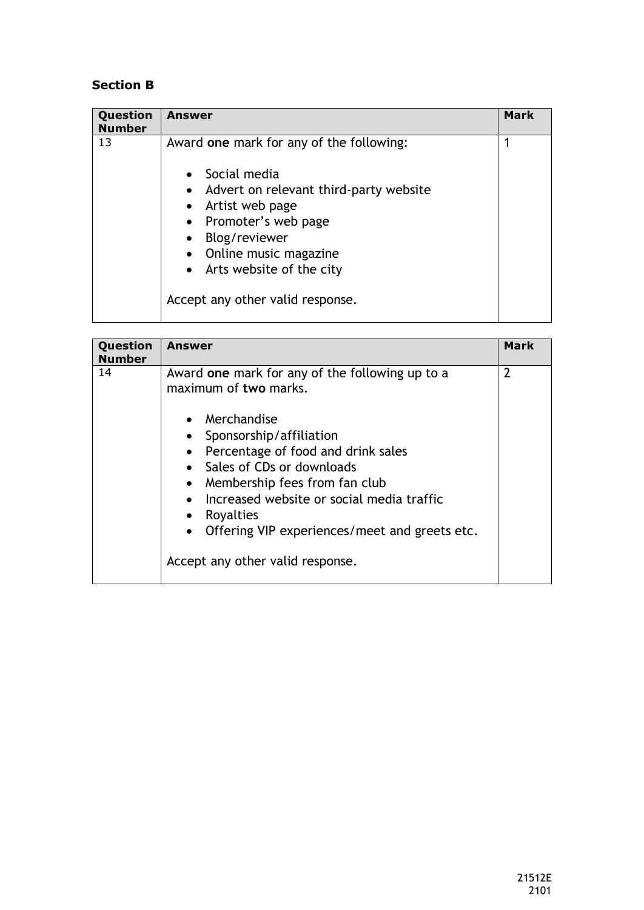## Section B

| Question Number | Answer | Mark |
|---|---|---|
| 13 | Award **one** mark for any of the following:<br><br>• Social media<br>• Advert on relevant third-party website<br>• Artist web page<br>• Promoter's web page<br>• Blog/reviewer<br>• Online music magazine<br>• Arts website of the city<br><br>Accept any other valid response. | 1 |

| Question Number | Answer | Mark |
|---|---|---|
| 14 | Award **one** mark for any of the following up to a maximum of **two** marks.<br><br>• Merchandise<br>• Sponsorship/affiliation<br>• Percentage of food and drink sales<br>• Sales of CDs or downloads<br>• Membership fees from fan club<br>• Increased website or social media traffic<br>• Royalties<br>• Offering VIP experiences/meet and greets etc.<br><br>Accept any other valid response. | 2 |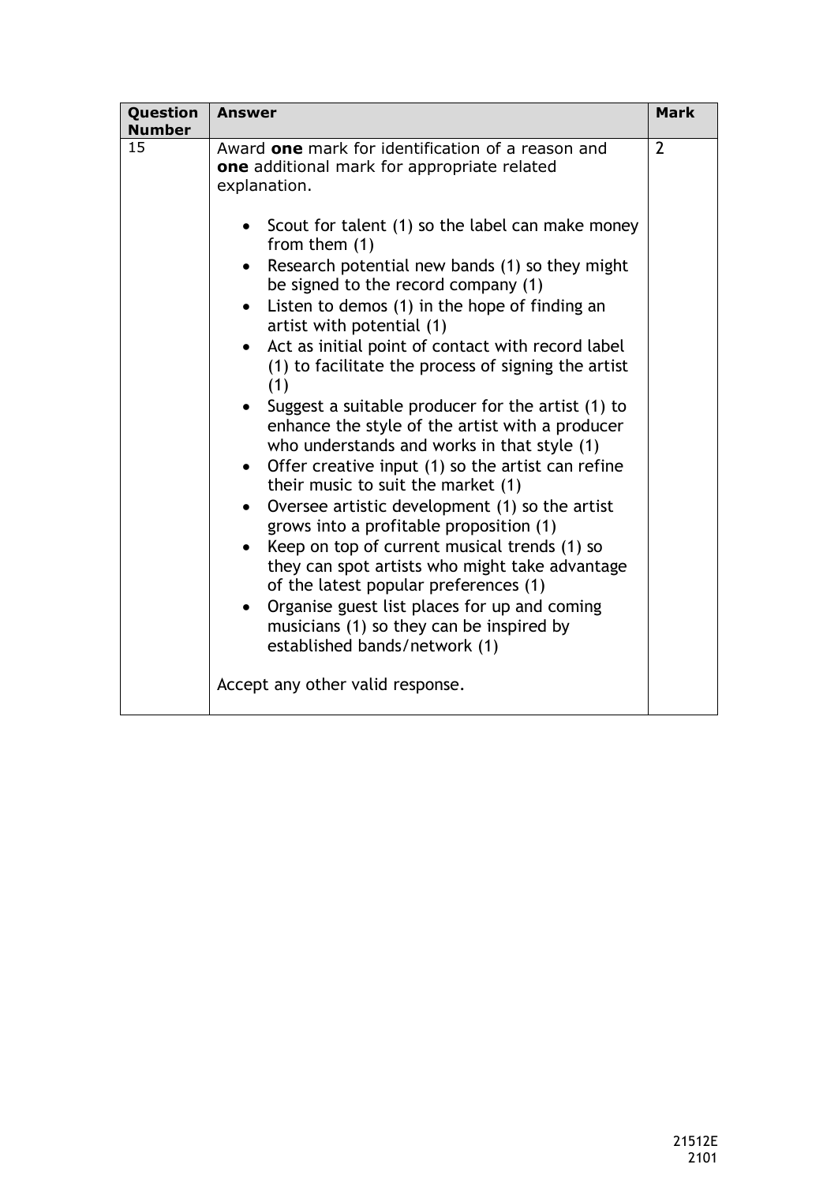| Question Number | Answer | Mark |
|---|---|---|
| 15 | Award **one** mark for identification of a reason and **one** additional mark for appropriate related explanation.<br><br>• Scout for talent (1) so the label can make money from them (1)<br>• Research potential new bands (1) so they might be signed to the record company (1)<br>• Listen to demos (1) in the hope of finding an artist with potential (1)<br>• Act as initial point of contact with record label (1) to facilitate the process of signing the artist (1)<br>• Suggest a suitable producer for the artist (1) to enhance the style of the artist with a producer who understands and works in that style (1)<br>• Offer creative input (1) so the artist can refine their music to suit the market (1)<br>• Oversee artistic development (1) so the artist grows into a profitable proposition (1)<br>• Keep on top of current musical trends (1) so they can spot artists who might take advantage of the latest popular preferences (1)<br>• Organise guest list places for up and coming musicians (1) so they can be inspired by established bands/network (1)<br><br>Accept any other valid response. | 2 |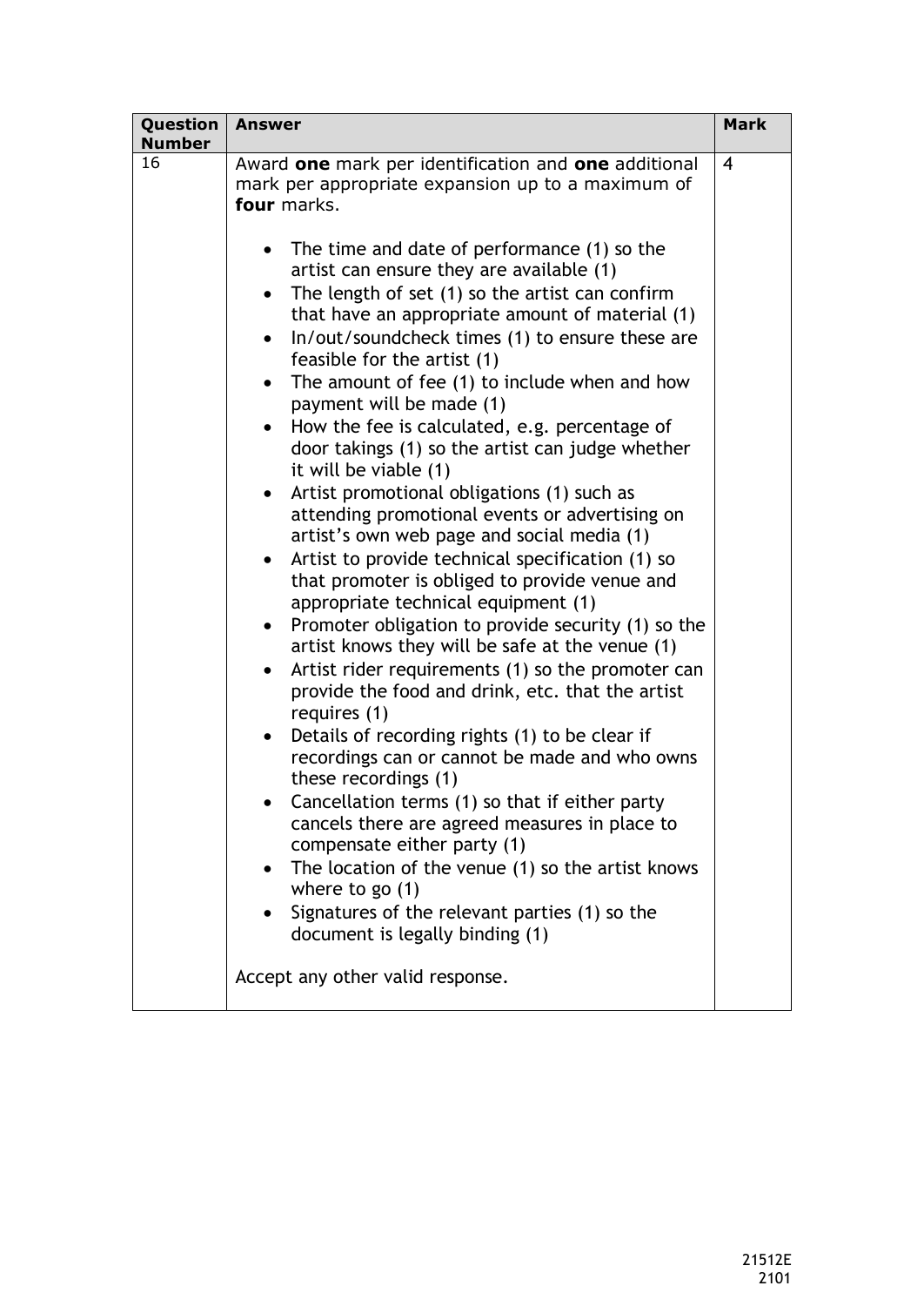| Question Number | Answer | Mark |
|---|---|---|
| 16 | Award **one** mark per identification and **one** additional mark per appropriate expansion up to a maximum of **four** marks.<br><br>• The time and date of performance (1) so the artist can ensure they are available (1)<br>• The length of set (1) so the artist can confirm that have an appropriate amount of material (1)<br>• In/out/soundcheck times (1) to ensure these are feasible for the artist (1)<br>• The amount of fee (1) to include when and how payment will be made (1)<br>• How the fee is calculated, e.g. percentage of door takings (1) so the artist can judge whether it will be viable (1)<br>• Artist promotional obligations (1) such as attending promotional events or advertising on artist's own web page and social media (1)<br>• Artist to provide technical specification (1) so that promoter is obliged to provide venue and appropriate technical equipment (1)<br>• Promoter obligation to provide security (1) so the artist knows they will be safe at the venue (1)<br>• Artist rider requirements (1) so the promoter can provide the food and drink, etc. that the artist requires (1)<br>• Details of recording rights (1) to be clear if recordings can or cannot be made and who owns these recordings (1)<br>• Cancellation terms (1) so that if either party cancels there are agreed measures in place to compensate either party (1)<br>• The location of the venue (1) so the artist knows where to go (1)<br>• Signatures of the relevant parties (1) so the document is legally binding (1)<br><br>Accept any other valid response. | 4 |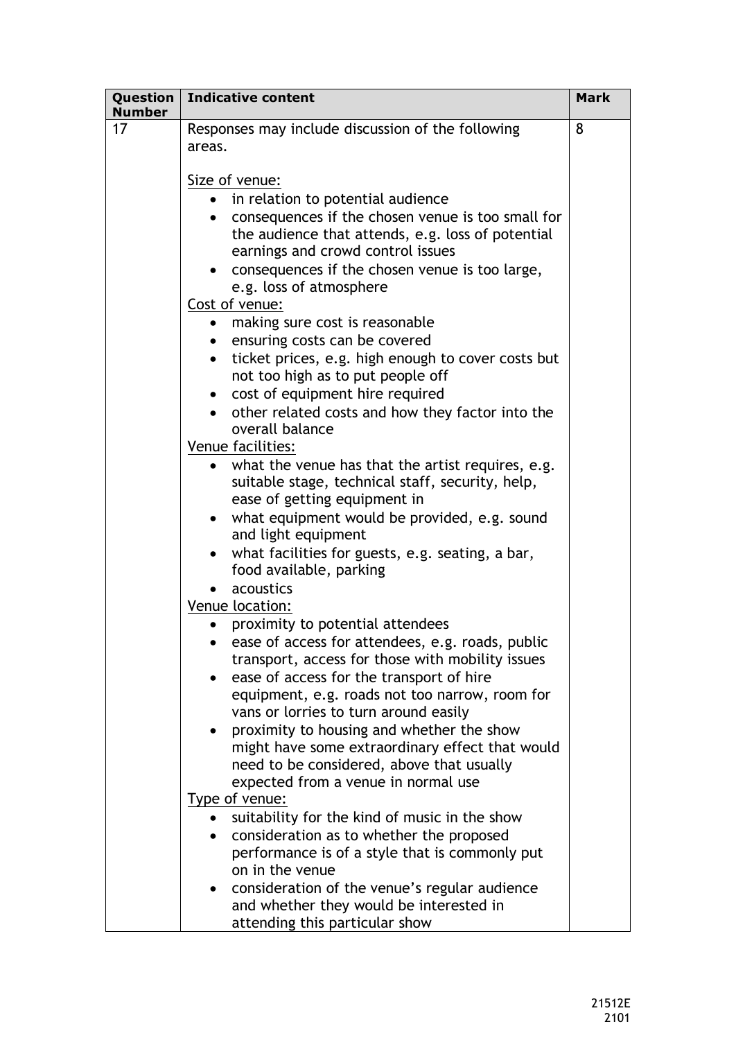| Question Number | Indicative content | Mark |
| --- | --- | --- |
| 17 | Responses may include discussion of the following areas.<br><br><u>Size of venue:</u><br>• in relation to potential audience<br>• consequences if the chosen venue is too small for the audience that attends, e.g. loss of potential earnings and crowd control issues<br>• consequences if the chosen venue is too large, e.g. loss of atmosphere<br><u>Cost of venue:</u><br>• making sure cost is reasonable<br>• ensuring costs can be covered<br>• ticket prices, e.g. high enough to cover costs but not too high as to put people off<br>• cost of equipment hire required<br>• other related costs and how they factor into the overall balance<br><u>Venue facilities:</u><br>• what the venue has that the artist requires, e.g. suitable stage, technical staff, security, help, ease of getting equipment in<br>• what equipment would be provided, e.g. sound and light equipment<br>• what facilities for guests, e.g. seating, a bar, food available, parking<br>• acoustics<br><u>Venue location:</u><br>• proximity to potential attendees<br>• ease of access for attendees, e.g. roads, public transport, access for those with mobility issues<br>• ease of access for the transport of hire equipment, e.g. roads not too narrow, room for vans or lorries to turn around easily<br>• proximity to housing and whether the show might have some extraordinary effect that would need to be considered, above that usually expected from a venue in normal use<br><u>Type of venue:</u><br>• suitability for the kind of music in the show<br>• consideration as to whether the proposed performance is of a style that is commonly put on in the venue<br>• consideration of the venue's regular audience and whether they would be interested in attending this particular show | 8 |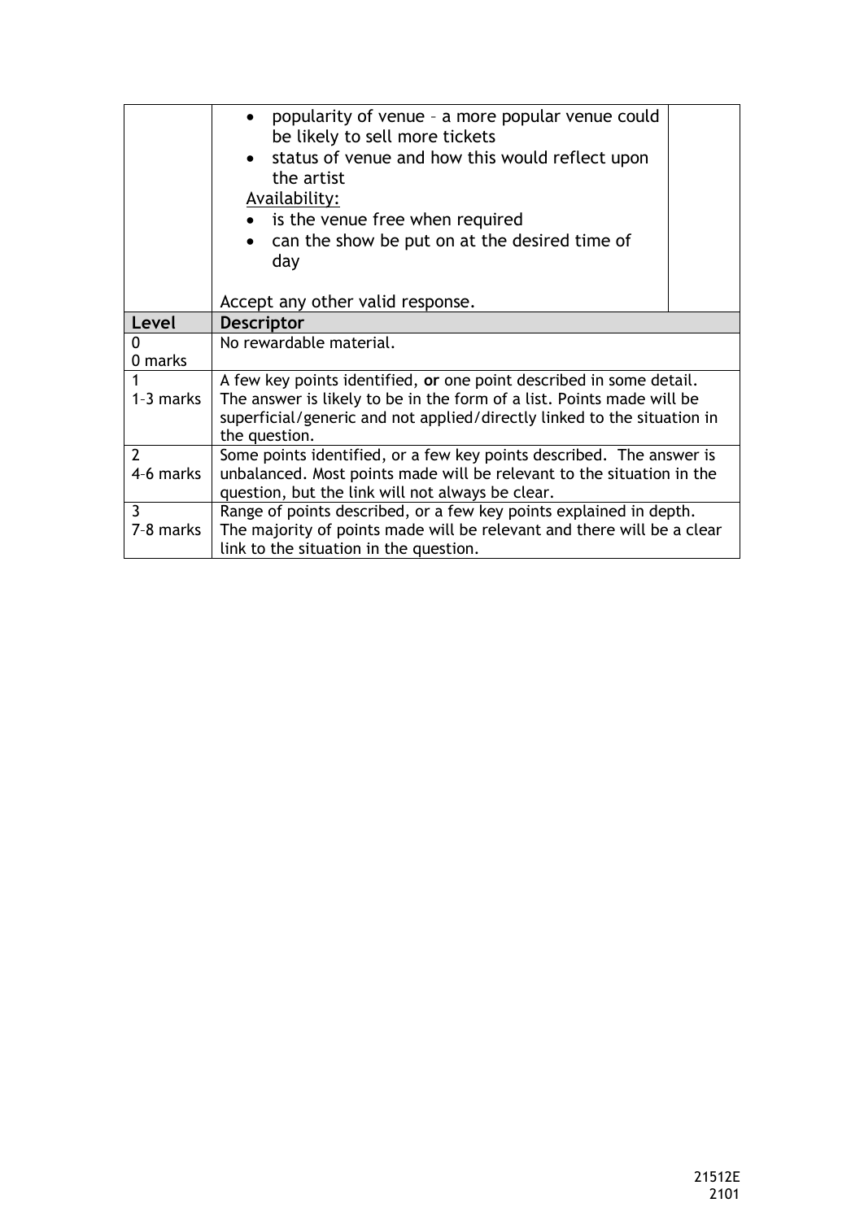| | | |
|---|---|---|
| | • popularity of venue – a more popular venue could be likely to sell more tickets<br>• status of venue and how this would reflect upon the artist<br><br>Availability:<br>• is the venue free when required<br>• can the show be put on at the desired time of day<br><br>Accept any other valid response. | |

| Level | Descriptor |
|---|---|
| 0<br>0 marks | No rewardable material. |
| 1<br>1–3 marks | A few key points identified, **or** one point described in some detail. The answer is likely to be in the form of a list. Points made will be superficial/generic and not applied/directly linked to the situation in the question. |
| 2<br>4–6 marks | Some points identified, or a few key points described. The answer is unbalanced. Most points made will be relevant to the situation in the question, but the link will not always be clear. |
| 3<br>7–8 marks | Range of points described, or a few key points explained in depth. The majority of points made will be relevant and there will be a clear link to the situation in the question. |

21512E
2101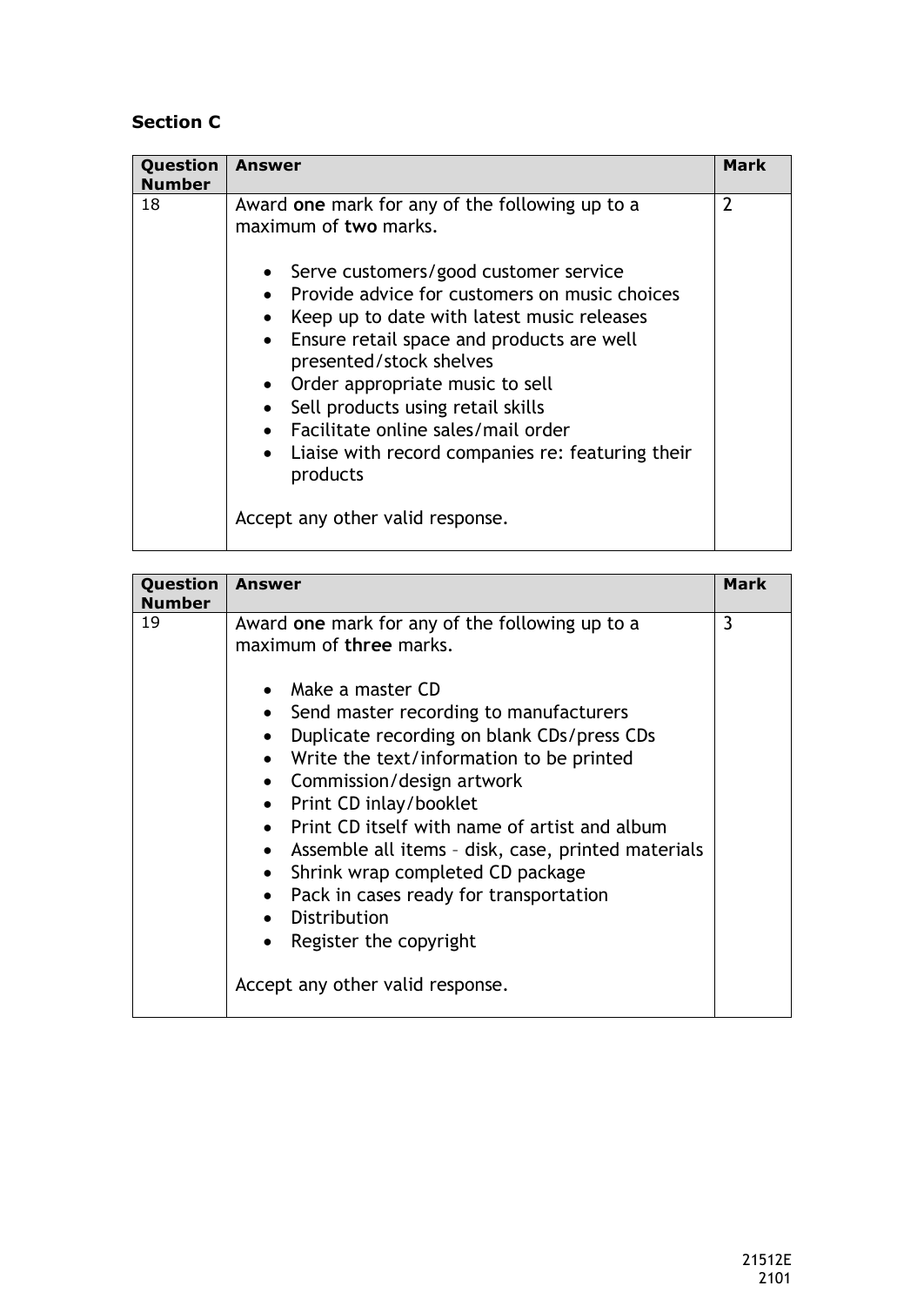## Section C

| Question Number | Answer | Mark |
|---|---|---|
| 18 | Award **one** mark for any of the following up to a maximum of **two** marks.<br><br>• Serve customers/good customer service<br>• Provide advice for customers on music choices<br>• Keep up to date with latest music releases<br>• Ensure retail space and products are well presented/stock shelves<br>• Order appropriate music to sell<br>• Sell products using retail skills<br>• Facilitate online sales/mail order<br>• Liaise with record companies re: featuring their products<br><br>Accept any other valid response. | 2 |

| Question Number | Answer | Mark |
|---|---|---|
| 19 | Award **one** mark for any of the following up to a maximum of **three** marks.<br><br>• Make a master CD<br>• Send master recording to manufacturers<br>• Duplicate recording on blank CDs/press CDs<br>• Write the text/information to be printed<br>• Commission/design artwork<br>• Print CD inlay/booklet<br>• Print CD itself with name of artist and album<br>• Assemble all items – disk, case, printed materials<br>• Shrink wrap completed CD package<br>• Pack in cases ready for transportation<br>• Distribution<br>• Register the copyright<br><br>Accept any other valid response. | 3 |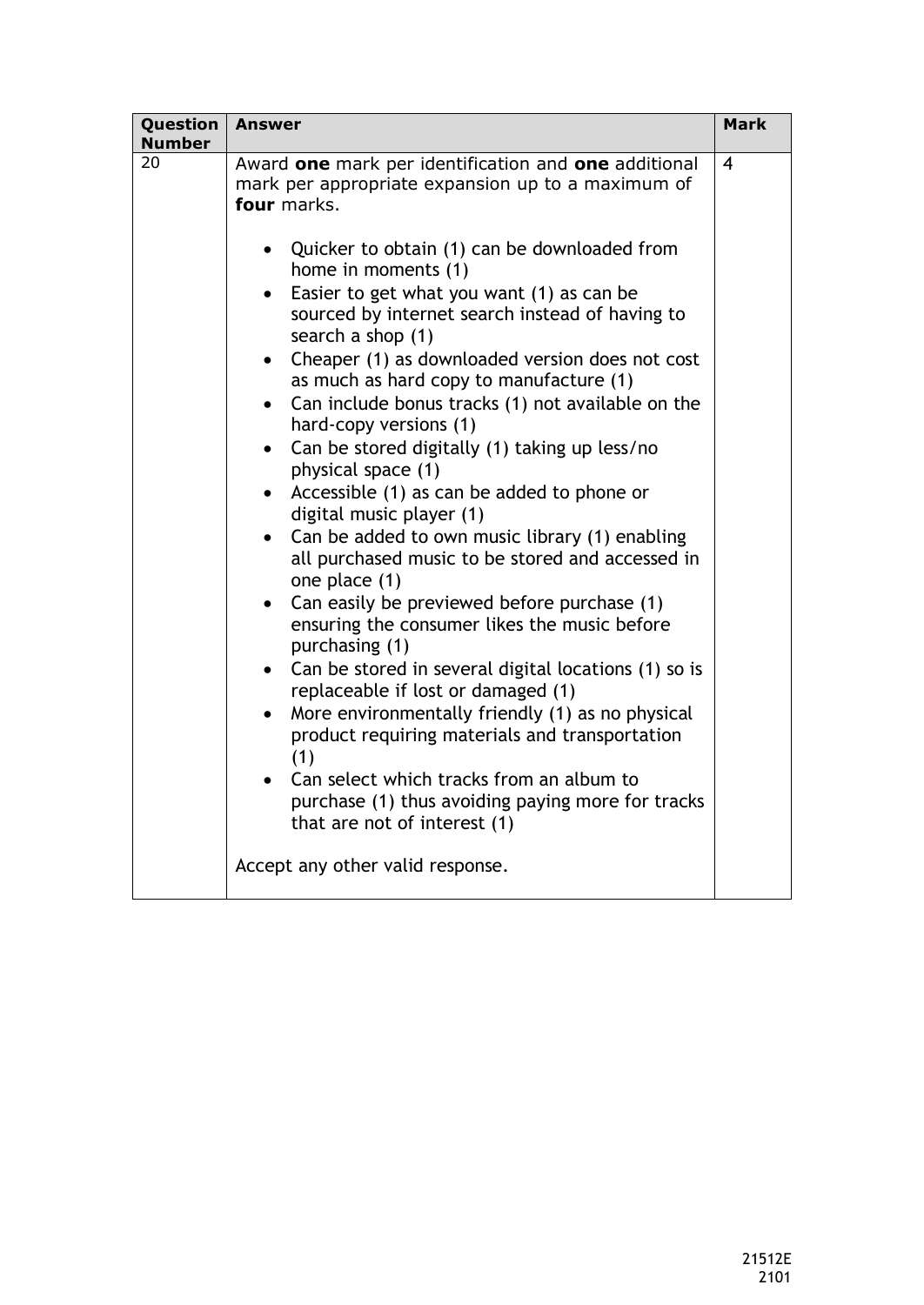| Question Number | Answer | Mark |
|---|---|---|
| 20 | Award **one** mark per identification and **one** additional mark per appropriate expansion up to a maximum of **four** marks.<br><br>• Quicker to obtain (1) can be downloaded from home in moments (1)<br>• Easier to get what you want (1) as can be sourced by internet search instead of having to search a shop (1)<br>• Cheaper (1) as downloaded version does not cost as much as hard copy to manufacture (1)<br>• Can include bonus tracks (1) not available on the hard-copy versions (1)<br>• Can be stored digitally (1) taking up less/no physical space (1)<br>• Accessible (1) as can be added to phone or digital music player (1)<br>• Can be added to own music library (1) enabling all purchased music to be stored and accessed in one place (1)<br>• Can easily be previewed before purchase (1) ensuring the consumer likes the music before purchasing (1)<br>• Can be stored in several digital locations (1) so is replaceable if lost or damaged (1)<br>• More environmentally friendly (1) as no physical product requiring materials and transportation (1)<br>• Can select which tracks from an album to purchase (1) thus avoiding paying more for tracks that are not of interest (1)<br><br>Accept any other valid response. | 4 |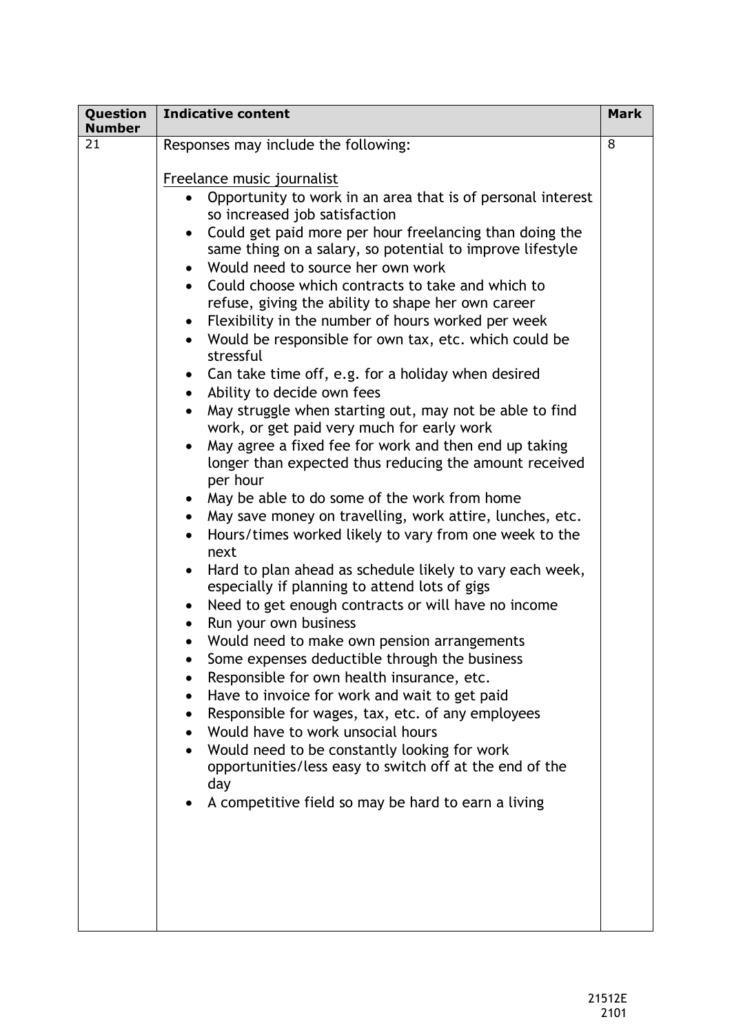| Question Number | Indicative content | Mark |
|---|---|---|
| 21 | Responses may include the following:<br><br><u>Freelance music journalist</u><br>• Opportunity to work in an area that is of personal interest so increased job satisfaction<br>• Could get paid more per hour freelancing than doing the same thing on a salary, so potential to improve lifestyle<br>• Would need to source her own work<br>• Could choose which contracts to take and which to refuse, giving the ability to shape her own career<br>• Flexibility in the number of hours worked per week<br>• Would be responsible for own tax, etc. which could be stressful<br>• Can take time off, e.g. for a holiday when desired<br>• Ability to decide own fees<br>• May struggle when starting out, may not be able to find work, or get paid very much for early work<br>• May agree a fixed fee for work and then end up taking longer than expected thus reducing the amount received per hour<br>• May be able to do some of the work from home<br>• May save money on travelling, work attire, lunches, etc.<br>• Hours/times worked likely to vary from one week to the next<br>• Hard to plan ahead as schedule likely to vary each week, especially if planning to attend lots of gigs<br>• Need to get enough contracts or will have no income<br>• Run your own business<br>• Would need to make own pension arrangements<br>• Some expenses deductible through the business<br>• Responsible for own health insurance, etc.<br>• Have to invoice for work and wait to get paid<br>• Responsible for wages, tax, etc. of any employees<br>• Would have to work unsocial hours<br>• Would need to be constantly looking for work opportunities/less easy to switch off at the end of the day<br>• A competitive field so may be hard to earn a living | 8 |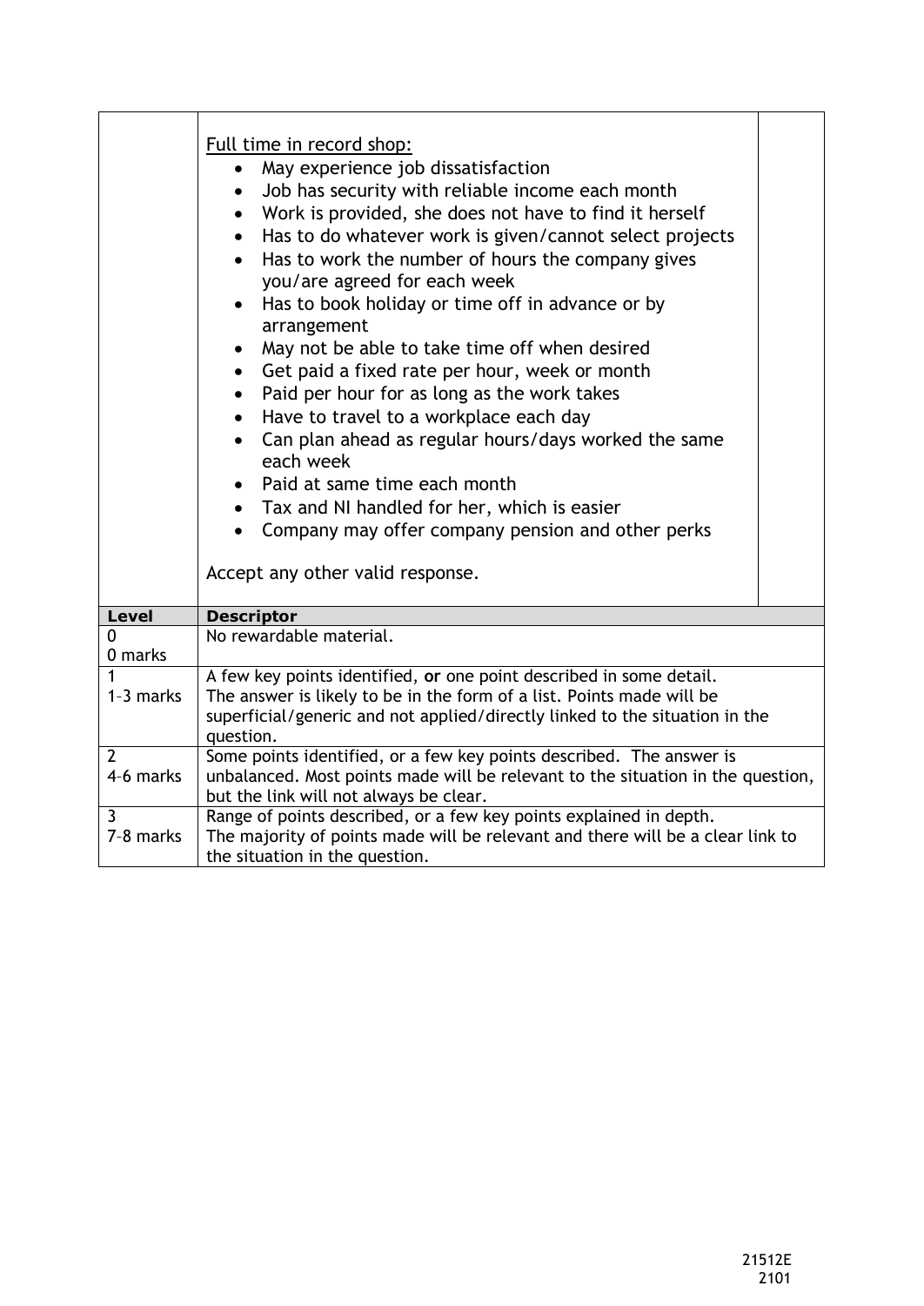| | | |
|---|---|---|
| | Full time in record shop:<br>• May experience job dissatisfaction<br>• Job has security with reliable income each month<br>• Work is provided, she does not have to find it herself<br>• Has to do whatever work is given/cannot select projects<br>• Has to work the number of hours the company gives you/are agreed for each week<br>• Has to book holiday or time off in advance or by arrangement<br>• May not be able to take time off when desired<br>• Get paid a fixed rate per hour, week or month<br>• Paid per hour for as long as the work takes<br>• Have to travel to a workplace each day<br>• Can plan ahead as regular hours/days worked the same each week<br>• Paid at same time each month<br>• Tax and NI handled for her, which is easier<br>• Company may offer company pension and other perks<br><br>Accept any other valid response. | |

| Level | Descriptor |
|---|---|
| 0<br>0 marks | No rewardable material. |
| 1<br>1–3 marks | A few key points identified, **or** one point described in some detail.<br>The answer is likely to be in the form of a list. Points made will be superficial/generic and not applied/directly linked to the situation in the question. |
| 2<br>4–6 marks | Some points identified, or a few key points described. The answer is unbalanced. Most points made will be relevant to the situation in the question, but the link will not always be clear. |
| 3<br>7–8 marks | Range of points described, or a few key points explained in depth.<br>The majority of points made will be relevant and there will be a clear link to the situation in the question. |

21512E
2101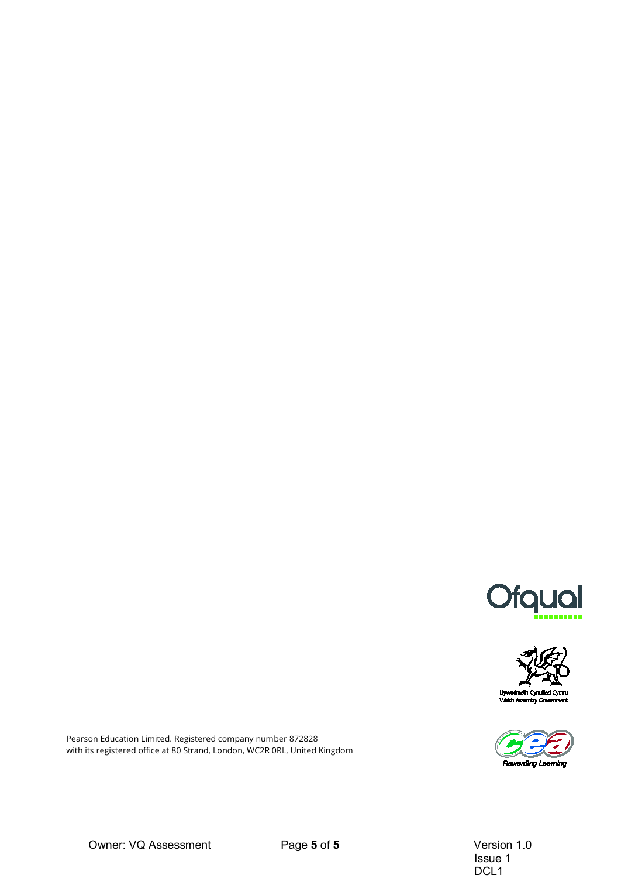Llywodraeth Cynulliad Cymru
Welsh Assembly Government

Rewarding Learning

Pearson Education Limited. Registered company number 872828
with its registered office at 80 Strand, London, WC2R 0RL, United Kingdom

Owner: VQ Assessment

Version 1.0
Issue 1
DCL1